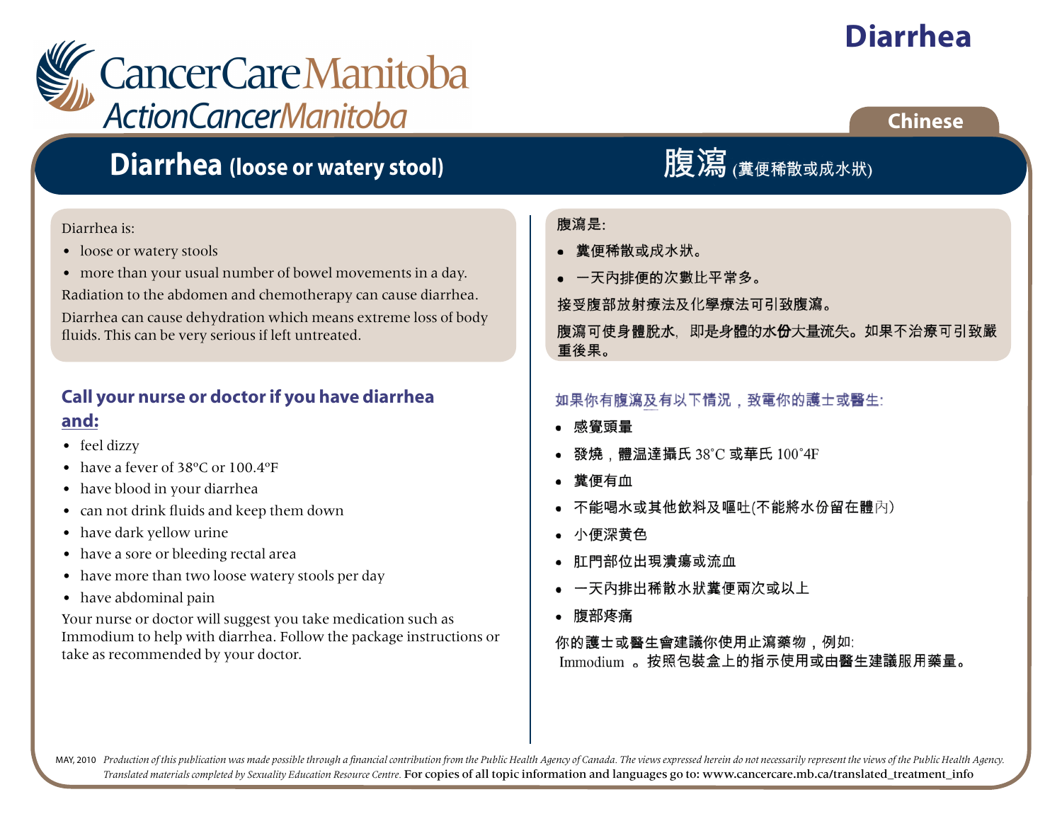# Diarrhea

CancerCare Manitoba
ActionCancerManitoba

**Chinese**

## Diarrhea (loose or watery stool)

Diarrhea is:

- loose or watery stools
- more than your usual number of bowel movements in a day.

Radiation to the abdomen and chemotherapy can cause diarrhea.

Diarrhea can cause dehydration which means extreme loss of body fluids. This can be very serious if left untreated.

### Call your nurse or doctor if you have diarrhea and:

- feel dizzy
- have a fever of 38ºC or 100.4ºF
- have blood in your diarrhea
- can not drink fluids and keep them down
- have dark yellow urine
- have a sore or bleeding rectal area
- have more than two loose watery stools per day
- have abdominal pain

Your nurse or doctor will suggest you take medication such as Immodium to help with diarrhea. Follow the package instructions or take as recommended by your doctor.

## 腹瀉 (糞便稀散或成水狀)

腹瀉是:

- 糞便稀散或成水狀。
- 一天內排便的次數比平常多。

接受腹部放射療法及化學療法可引致腹瀉。

腹瀉可使身體脫水，即是身體的水份大量流失。如果不治療可引致嚴重後果。

### 如果你有腹瀉及有以下情況，致電你的護士或醫生:

- 感覺頭暈
- 發燒，體温達攝氏 38˚C 或華氏 100˚4F
- 糞便有血
- 不能喝水或其他飲料及嘔吐(不能將水份留在體內)
- 小便深黃色
- 肛門部位出現潰瘍或流血
- 一天內排出稀散水狀糞便兩次或以上
- 腹部疼痛

你的護士或醫生會建議你使用止瀉藥物，例如: Immodium 。按照包裝盒上的指示使用或由醫生建議服用藥量。

MAY, 2010 *Production of this publication was made possible through a financial contribution from the Public Health Agency of Canada. The views expressed herein do not necessarily represent the views of the Public Health Agency. Translated materials completed by Sexuality Education Resource Centre.* For copies of all topic information and languages go to: www.cancercare.mb.ca/translated_treatment_info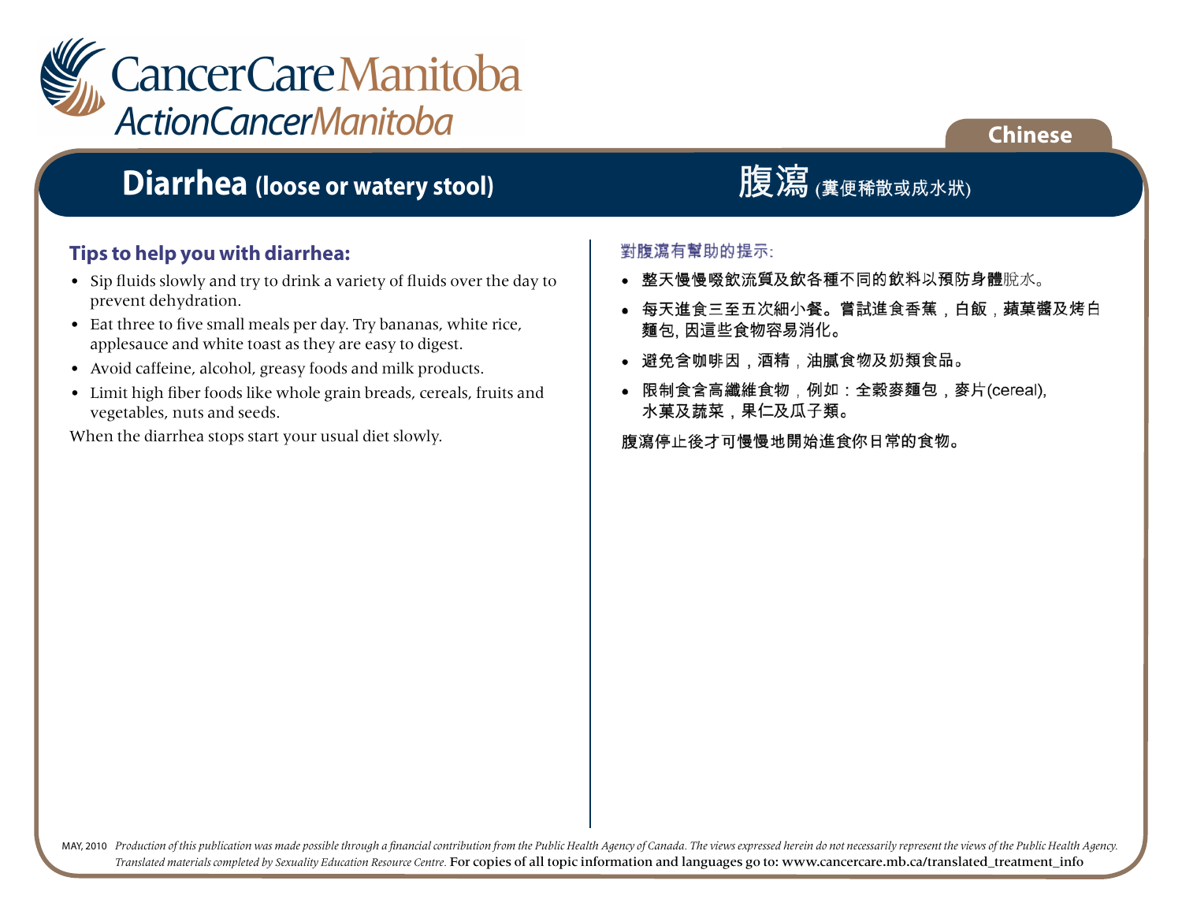CancerCare Manitoba
ActionCancerManitoba

Chinese

# Diarrhea (loose or watery stool)

# 腹瀉 (糞便稀散或成水狀)

## Tips to help you with diarrhea:

- Sip fluids slowly and try to drink a variety of fluids over the day to prevent dehydration.
- Eat three to five small meals per day. Try bananas, white rice, applesauce and white toast as they are easy to digest.
- Avoid caffeine, alcohol, greasy foods and milk products.
- Limit high fiber foods like whole grain breads, cereals, fruits and vegetables, nuts and seeds.

When the diarrhea stops start your usual diet slowly.

## 對腹瀉有幫助的提示:

- 整天慢慢啜飲流質及飲各種不同的飲料以預防身體脫水。
- 每天進食三至五次細小餐。嘗試進食香蕉，白飯，蘋菓醬及烤白麵包, 因這些食物容易消化。
- 避免含咖啡因，酒精，油膩食物及奶類食品。
- 限制食含高纖維食物，例如：全穀麥麵包，麥片(cereal), 水菓及蔬菜，果仁及瓜子類。

腹瀉停止後才可慢慢地開始進食你日常的食物。

MAY, 2010 *Production of this publication was made possible through a financial contribution from the Public Health Agency of Canada. The views expressed herein do not necessarily represent the views of the Public Health Agency. Translated materials completed by Sexuality Education Resource Centre.* For copies of all topic information and languages go to: www.cancercare.mb.ca/translated_treatment_info